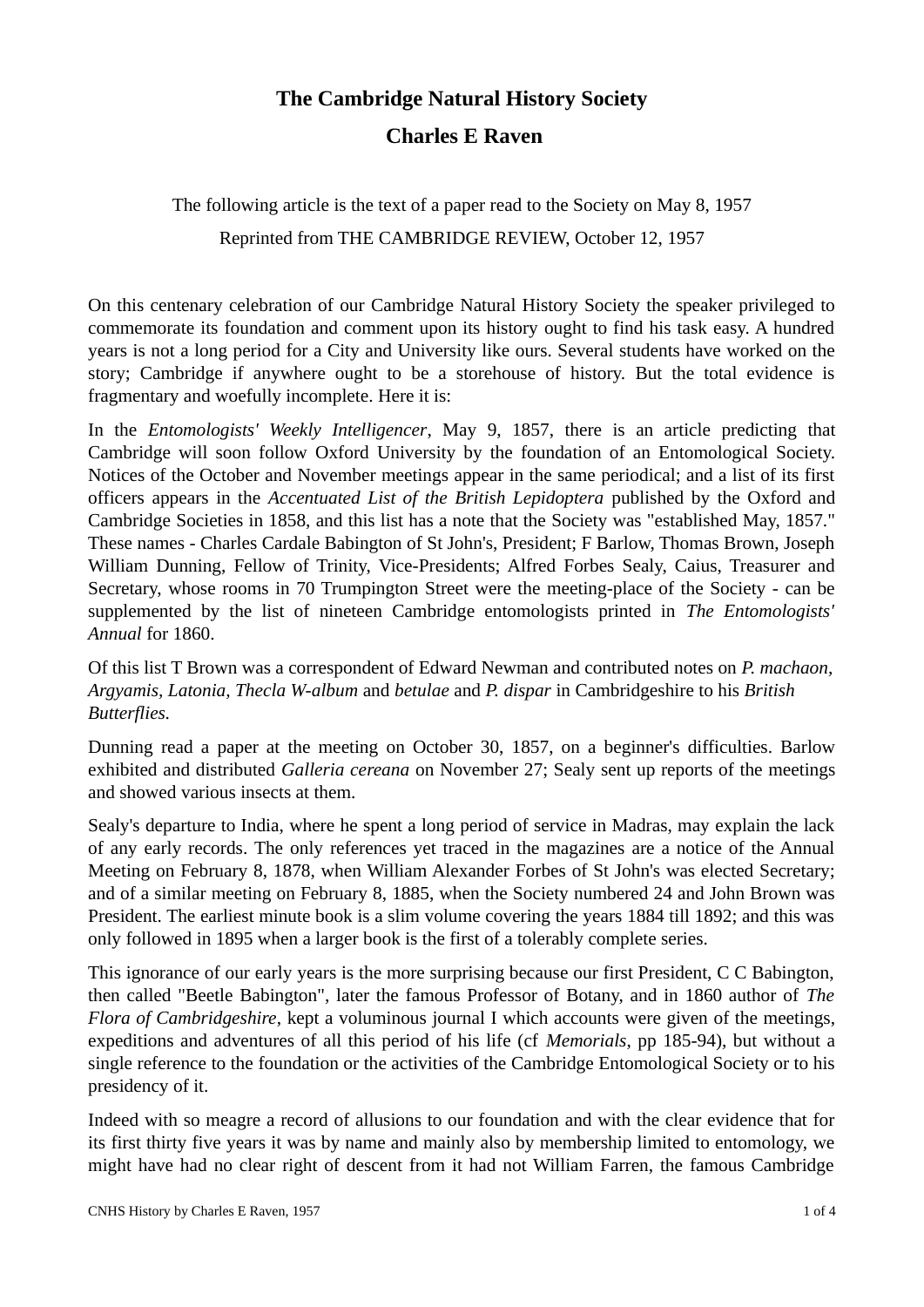# The Cambridge Natural History Society

## Charles E Raven

The following article is the text of a paper read to the Society on May 8, 1957

Reprinted from THE CAMBRIDGE REVIEW, October 12, 1957

On this centenary celebration of our Cambridge Natural History Society the speaker privileged to commemorate its foundation and comment upon its history ought to find his task easy. A hundred years is not a long period for a City and University like ours. Several students have worked on the story; Cambridge if anywhere ought to be a storehouse of history. But the total evidence is fragmentary and woefully incomplete. Here it is:

In the *Entomologists' Weekly Intelligencer*, May 9, 1857, there is an article predicting that Cambridge will soon follow Oxford University by the foundation of an Entomological Society. Notices of the October and November meetings appear in the same periodical; and a list of its first officers appears in the *Accentuated List of the British Lepidoptera* published by the Oxford and Cambridge Societies in 1858, and this list has a note that the Society was "established May, 1857." These names - Charles Cardale Babington of St John's, President; F Barlow, Thomas Brown, Joseph William Dunning, Fellow of Trinity, Vice-Presidents; Alfred Forbes Sealy, Caius, Treasurer and Secretary, whose rooms in 70 Trumpington Street were the meeting-place of the Society - can be supplemented by the list of nineteen Cambridge entomologists printed in *The Entomologists' Annual* for 1860.

Of this list T Brown was a correspondent of Edward Newman and contributed notes on *P. machaon, Argyamis, Latonia, Thecla W-album* and *betulae* and *P. dispar* in Cambridgeshire to his *British Butterflies.*

Dunning read a paper at the meeting on October 30, 1857, on a beginner's difficulties. Barlow exhibited and distributed *Galleria cereana* on November 27; Sealy sent up reports of the meetings and showed various insects at them.

Sealy's departure to India, where he spent a long period of service in Madras, may explain the lack of any early records. The only references yet traced in the magazines are a notice of the Annual Meeting on February 8, 1878, when William Alexander Forbes of St John's was elected Secretary; and of a similar meeting on February 8, 1885, when the Society numbered 24 and John Brown was President. The earliest minute book is a slim volume covering the years 1884 till 1892; and this was only followed in 1895 when a larger book is the first of a tolerably complete series.

This ignorance of our early years is the more surprising because our first President, C C Babington, then called "Beetle Babington", later the famous Professor of Botany, and in 1860 author of *The Flora of Cambridgeshire*, kept a voluminous journal I which accounts were given of the meetings, expeditions and adventures of all this period of his life (cf *Memorials*, pp 185-94), but without a single reference to the foundation or the activities of the Cambridge Entomological Society or to his presidency of it.

Indeed with so meagre a record of allusions to our foundation and with the clear evidence that for its first thirty five years it was by name and mainly also by membership limited to entomology, we might have had no clear right of descent from it had not William Farren, the famous Cambridge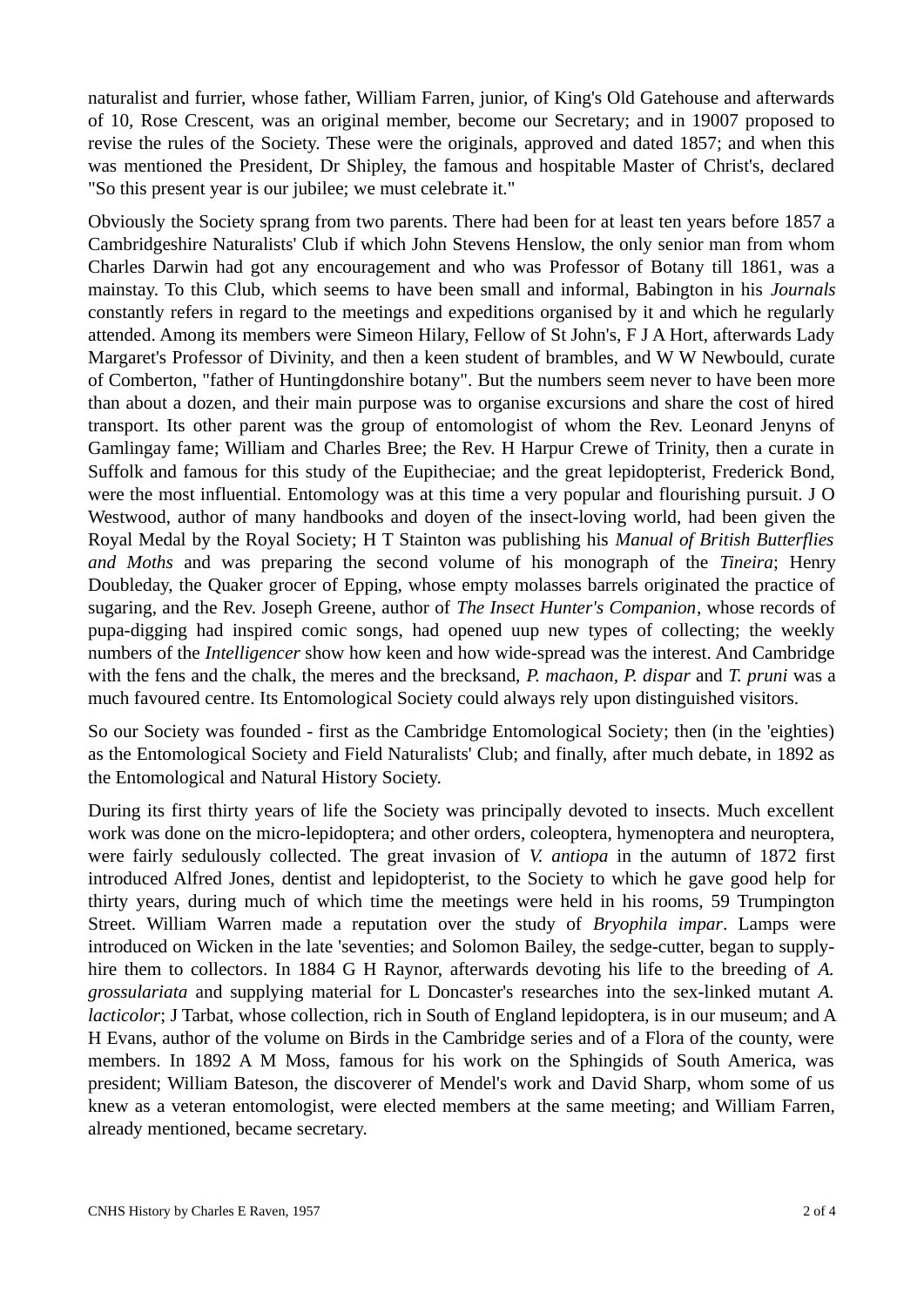naturalist and furrier, whose father, William Farren, junior, of King's Old Gatehouse and afterwards of 10, Rose Crescent, was an original member, become our Secretary; and in 19007 proposed to revise the rules of the Society. These were the originals, approved and dated 1857; and when this was mentioned the President, Dr Shipley, the famous and hospitable Master of Christ's, declared "So this present year is our jubilee; we must celebrate it."

Obviously the Society sprang from two parents. There had been for at least ten years before 1857 a Cambridgeshire Naturalists' Club if which John Stevens Henslow, the only senior man from whom Charles Darwin had got any encouragement and who was Professor of Botany till 1861, was a mainstay. To this Club, which seems to have been small and informal, Babington in his *Journals* constantly refers in regard to the meetings and expeditions organised by it and which he regularly attended. Among its members were Simeon Hilary, Fellow of St John's, F J A Hort, afterwards Lady Margaret's Professor of Divinity, and then a keen student of brambles, and W W Newbould, curate of Comberton, "father of Huntingdonshire botany". But the numbers seem never to have been more than about a dozen, and their main purpose was to organise excursions and share the cost of hired transport. Its other parent was the group of entomologist of whom the Rev. Leonard Jenyns of Gamlingay fame; William and Charles Bree; the Rev. H Harpur Crewe of Trinity, then a curate in Suffolk and famous for this study of the Eupitheciae; and the great lepidopterist, Frederick Bond, were the most influential. Entomology was at this time a very popular and flourishing pursuit. J O Westwood, author of many handbooks and doyen of the insect-loving world, had been given the Royal Medal by the Royal Society; H T Stainton was publishing his *Manual of British Butterflies and Moths* and was preparing the second volume of his monograph of the *Tineira*; Henry Doubleday, the Quaker grocer of Epping, whose empty molasses barrels originated the practice of sugaring, and the Rev. Joseph Greene, author of *The Insect Hunter's Companion*, whose records of pupa-digging had inspired comic songs, had opened uup new types of collecting; the weekly numbers of the *Intelligencer* show how keen and how wide-spread was the interest. And Cambridge with the fens and the chalk, the meres and the brecksand, *P. machaon*, *P. dispar* and *T. pruni* was a much favoured centre. Its Entomological Society could always rely upon distinguished visitors.

So our Society was founded - first as the Cambridge Entomological Society; then (in the 'eighties) as the Entomological Society and Field Naturalists' Club; and finally, after much debate, in 1892 as the Entomological and Natural History Society.

During its first thirty years of life the Society was principally devoted to insects. Much excellent work was done on the micro-lepidoptera; and other orders, coleoptera, hymenoptera and neuroptera, were fairly sedulously collected. The great invasion of *V. antiopa* in the autumn of 1872 first introduced Alfred Jones, dentist and lepidopterist, to the Society to which he gave good help for thirty years, during much of which time the meetings were held in his rooms, 59 Trumpington Street. William Warren made a reputation over the study of *Bryophila impar*. Lamps were introduced on Wicken in the late 'seventies; and Solomon Bailey, the sedge-cutter, began to supply-hire them to collectors. In 1884 G H Raynor, afterwards devoting his life to the breeding of *A. grossulariata* and supplying material for L Doncaster's researches into the sex-linked mutant *A. lacticolor*; J Tarbat, whose collection, rich in South of England lepidoptera, is in our museum; and A H Evans, author of the volume on Birds in the Cambridge series and of a Flora of the county, were members. In 1892 A M Moss, famous for his work on the Sphingids of South America, was president; William Bateson, the discoverer of Mendel's work and David Sharp, whom some of us knew as a veteran entomologist, were elected members at the same meeting; and William Farren, already mentioned, became secretary.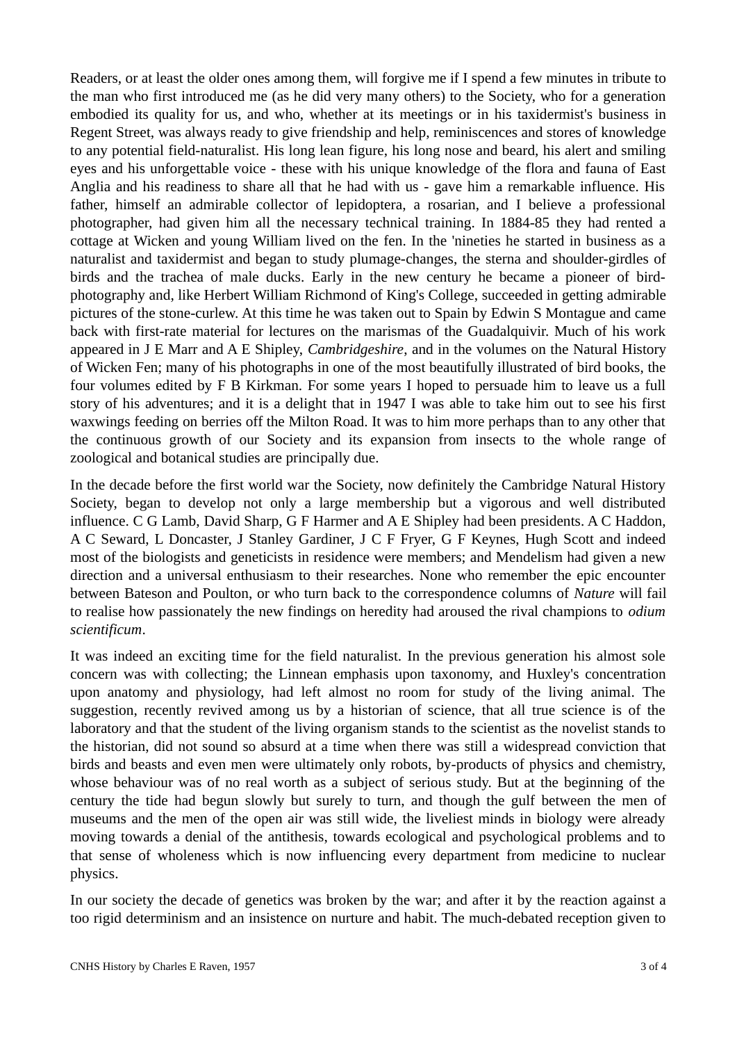Readers, or at least the older ones among them, will forgive me if I spend a few minutes in tribute to the man who first introduced me (as he did very many others) to the Society, who for a generation embodied its quality for us, and who, whether at its meetings or in his taxidermist's business in Regent Street, was always ready to give friendship and help, reminiscences and stores of knowledge to any potential field-naturalist. His long lean figure, his long nose and beard, his alert and smiling eyes and his unforgettable voice - these with his unique knowledge of the flora and fauna of East Anglia and his readiness to share all that he had with us - gave him a remarkable influence. His father, himself an admirable collector of lepidoptera, a rosarian, and I believe a professional photographer, had given him all the necessary technical training. In 1884-85 they had rented a cottage at Wicken and young William lived on the fen. In the 'nineties he started in business as a naturalist and taxidermist and began to study plumage-changes, the sterna and shoulder-girdles of birds and the trachea of male ducks. Early in the new century he became a pioneer of bird-photography and, like Herbert William Richmond of King's College, succeeded in getting admirable pictures of the stone-curlew. At this time he was taken out to Spain by Edwin S Montague and came back with first-rate material for lectures on the marismas of the Guadalquivir. Much of his work appeared in J E Marr and A E Shipley, *Cambridgeshire*, and in the volumes on the Natural History of Wicken Fen; many of his photographs in one of the most beautifully illustrated of bird books, the four volumes edited by F B Kirkman. For some years I hoped to persuade him to leave us a full story of his adventures; and it is a delight that in 1947 I was able to take him out to see his first waxwings feeding on berries off the Milton Road. It was to him more perhaps than to any other that the continuous growth of our Society and its expansion from insects to the whole range of zoological and botanical studies are principally due.

In the decade before the first world war the Society, now definitely the Cambridge Natural History Society, began to develop not only a large membership but a vigorous and well distributed influence. C G Lamb, David Sharp, G F Harmer and A E Shipley had been presidents. A C Haddon, A C Seward, L Doncaster, J Stanley Gardiner, J C F Fryer, G F Keynes, Hugh Scott and indeed most of the biologists and geneticists in residence were members; and Mendelism had given a new direction and a universal enthusiasm to their researches. None who remember the epic encounter between Bateson and Poulton, or who turn back to the correspondence columns of *Nature* will fail to realise how passionately the new findings on heredity had aroused the rival champions to *odium scientificum*.

It was indeed an exciting time for the field naturalist. In the previous generation his almost sole concern was with collecting; the Linnean emphasis upon taxonomy, and Huxley's concentration upon anatomy and physiology, had left almost no room for study of the living animal. The suggestion, recently revived among us by a historian of science, that all true science is of the laboratory and that the student of the living organism stands to the scientist as the novelist stands to the historian, did not sound so absurd at a time when there was still a widespread conviction that birds and beasts and even men were ultimately only robots, by-products of physics and chemistry, whose behaviour was of no real worth as a subject of serious study. But at the beginning of the century the tide had begun slowly but surely to turn, and though the gulf between the men of museums and the men of the open air was still wide, the liveliest minds in biology were already moving towards a denial of the antithesis, towards ecological and psychological problems and to that sense of wholeness which is now influencing every department from medicine to nuclear physics.

In our society the decade of genetics was broken by the war; and after it by the reaction against a too rigid determinism and an insistence on nurture and habit. The much-debated reception given to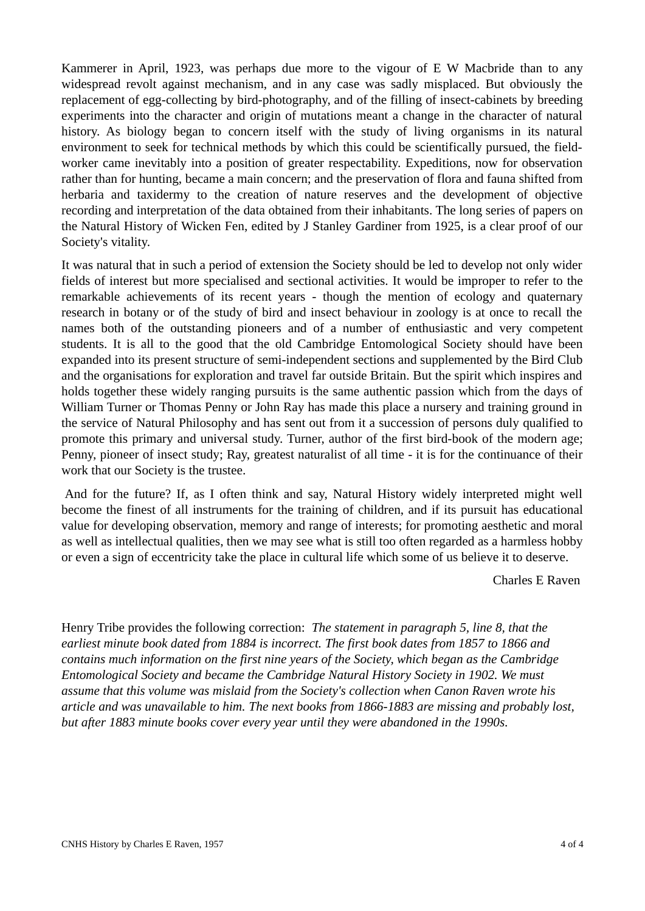Kammerer in April, 1923, was perhaps due more to the vigour of E W Macbride than to any widespread revolt against mechanism, and in any case was sadly misplaced. But obviously the replacement of egg-collecting by bird-photography, and of the filling of insect-cabinets by breeding experiments into the character and origin of mutations meant a change in the character of natural history. As biology began to concern itself with the study of living organisms in its natural environment to seek for technical methods by which this could be scientifically pursued, the field-worker came inevitably into a position of greater respectability. Expeditions, now for observation rather than for hunting, became a main concern; and the preservation of flora and fauna shifted from herbaria and taxidermy to the creation of nature reserves and the development of objective recording and interpretation of the data obtained from their inhabitants. The long series of papers on the Natural History of Wicken Fen, edited by J Stanley Gardiner from 1925, is a clear proof of our Society's vitality.

It was natural that in such a period of extension the Society should be led to develop not only wider fields of interest but more specialised and sectional activities. It would be improper to refer to the remarkable achievements of its recent years - though the mention of ecology and quaternary research in botany or of the study of bird and insect behaviour in zoology is at once to recall the names both of the outstanding pioneers and of a number of enthusiastic and very competent students. It is all to the good that the old Cambridge Entomological Society should have been expanded into its present structure of semi-independent sections and supplemented by the Bird Club and the organisations for exploration and travel far outside Britain. But the spirit which inspires and holds together these widely ranging pursuits is the same authentic passion which from the days of William Turner or Thomas Penny or John Ray has made this place a nursery and training ground in the service of Natural Philosophy and has sent out from it a succession of persons duly qualified to promote this primary and universal study. Turner, author of the first bird-book of the modern age; Penny, pioneer of insect study; Ray, greatest naturalist of all time - it is for the continuance of their work that our Society is the trustee.

And for the future? If, as I often think and say, Natural History widely interpreted might well become the finest of all instruments for the training of children, and if its pursuit has educational value for developing observation, memory and range of interests; for promoting aesthetic and moral as well as intellectual qualities, then we may see what is still too often regarded as a harmless hobby or even a sign of eccentricity take the place in cultural life which some of us believe it to deserve.

Charles E Raven

Henry Tribe provides the following correction: *The statement in paragraph 5, line 8, that the earliest minute book dated from 1884 is incorrect. The first book dates from 1857 to 1866 and contains much information on the first nine years of the Society, which began as the Cambridge Entomological Society and became the Cambridge Natural History Society in 1902. We must assume that this volume was mislaid from the Society's collection when Canon Raven wrote his article and was unavailable to him. The next books from 1866-1883 are missing and probably lost, but after 1883 minute books cover every year until they were abandoned in the 1990s.*